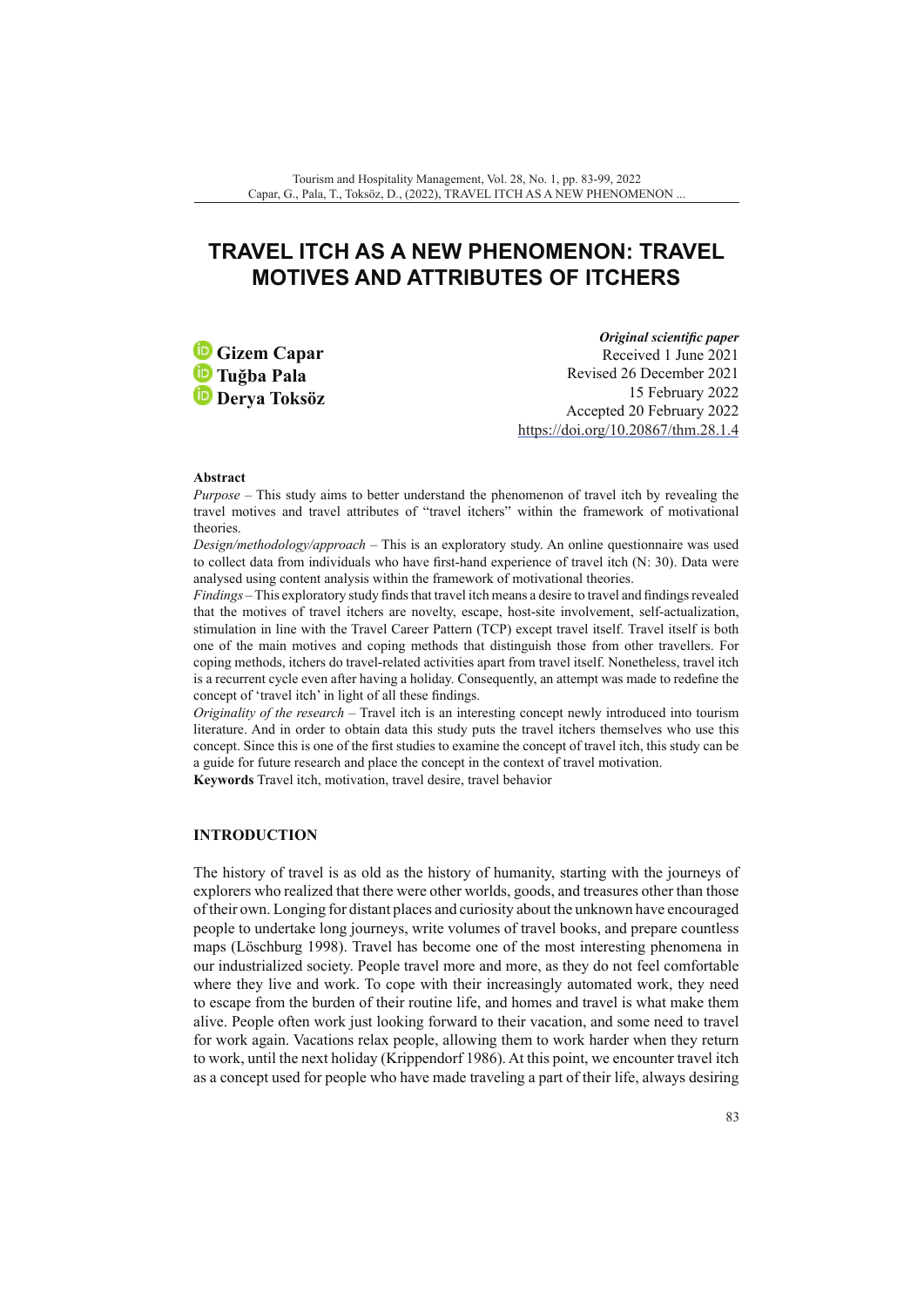# TRAVEL ITCH AS A NEW PHENOMENON: TRAVEL MOTIVES AND ATTRIBUTES OF ITCHERS

**Gizem Capar**
**Tuğba Pala**
**Derya Toksöz**

*Original scientific paper*
Received 1 June 2021
Revised 26 December 2021
15 February 2022
Accepted 20 February 2022
https://doi.org/10.20867/thm.28.1.4

**Abstract**

*Purpose* – This study aims to better understand the phenomenon of travel itch by revealing the travel motives and travel attributes of "travel itchers" within the framework of motivational theories.

*Design/methodology/approach* – This is an exploratory study. An online questionnaire was used to collect data from individuals who have first-hand experience of travel itch (N: 30). Data were analysed using content analysis within the framework of motivational theories.

*Findings* – This exploratory study finds that travel itch means a desire to travel and findings revealed that the motives of travel itchers are novelty, escape, host-site involvement, self-actualization, stimulation in line with the Travel Career Pattern (TCP) except travel itself. Travel itself is both one of the main motives and coping methods that distinguish those from other travellers. For coping methods, itchers do travel-related activities apart from travel itself. Nonetheless, travel itch is a recurrent cycle even after having a holiday. Consequently, an attempt was made to redefine the concept of 'travel itch' in light of all these findings.

*Originality of the research* – Travel itch is an interesting concept newly introduced into tourism literature. And in order to obtain data this study puts the travel itchers themselves who use this concept. Since this is one of the first studies to examine the concept of travel itch, this study can be a guide for future research and place the concept in the context of travel motivation.

**Keywords** Travel itch, motivation, travel desire, travel behavior

## INTRODUCTION

The history of travel is as old as the history of humanity, starting with the journeys of explorers who realized that there were other worlds, goods, and treasures other than those of their own. Longing for distant places and curiosity about the unknown have encouraged people to undertake long journeys, write volumes of travel books, and prepare countless maps (Löschburg 1998). Travel has become one of the most interesting phenomena in our industrialized society. People travel more and more, as they do not feel comfortable where they live and work. To cope with their increasingly automated work, they need to escape from the burden of their routine life, and homes and travel is what make them alive. People often work just looking forward to their vacation, and some need to travel for work again. Vacations relax people, allowing them to work harder when they return to work, until the next holiday (Krippendorf 1986). At this point, we encounter travel itch as a concept used for people who have made traveling a part of their life, always desiring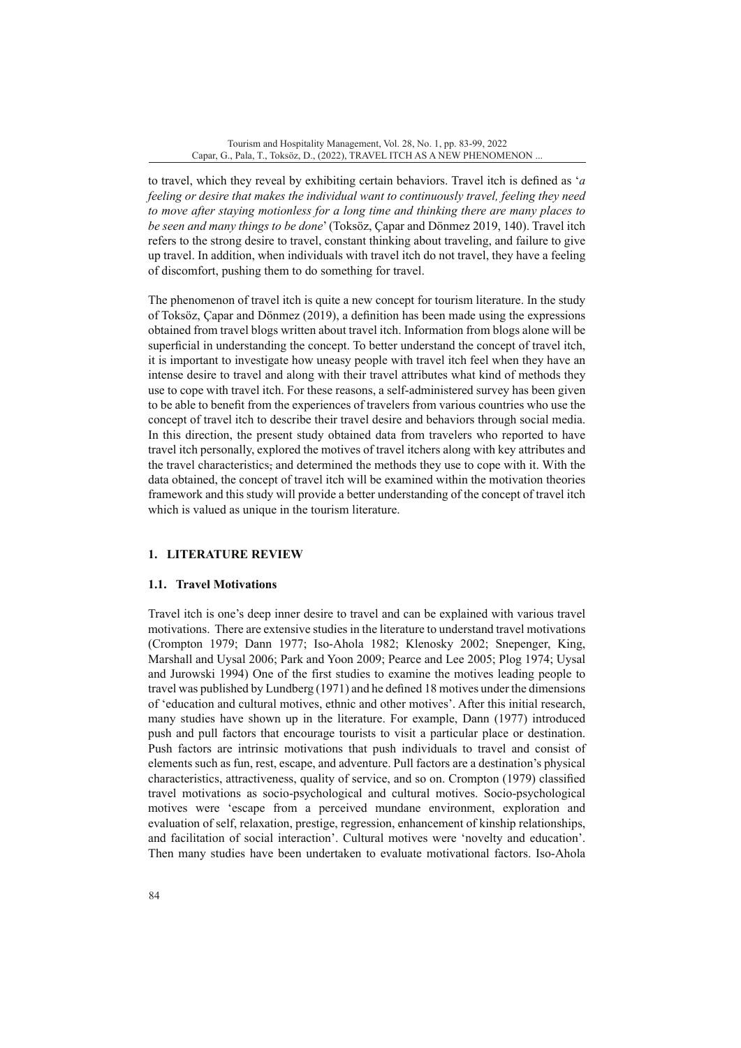to travel, which they reveal by exhibiting certain behaviors. Travel itch is defined as '*a feeling or desire that makes the individual want to continuously travel, feeling they need to move after staying motionless for a long time and thinking there are many places to be seen and many things to be done*' (Toksöz, Çapar and Dönmez 2019, 140). Travel itch refers to the strong desire to travel, constant thinking about traveling, and failure to give up travel. In addition, when individuals with travel itch do not travel, they have a feeling of discomfort, pushing them to do something for travel.

The phenomenon of travel itch is quite a new concept for tourism literature. In the study of Toksöz, Çapar and Dönmez (2019), a definition has been made using the expressions obtained from travel blogs written about travel itch. Information from blogs alone will be superficial in understanding the concept. To better understand the concept of travel itch, it is important to investigate how uneasy people with travel itch feel when they have an intense desire to travel and along with their travel attributes what kind of methods they use to cope with travel itch. For these reasons, a self-administered survey has been given to be able to benefit from the experiences of travelers from various countries who use the concept of travel itch to describe their travel desire and behaviors through social media. In this direction, the present study obtained data from travelers who reported to have travel itch personally, explored the motives of travel itchers along with key attributes and the travel characteristics, and determined the methods they use to cope with it. With the data obtained, the concept of travel itch will be examined within the motivation theories framework and this study will provide a better understanding of the concept of travel itch which is valued as unique in the tourism literature.

## 1. LITERATURE REVIEW

### 1.1. Travel Motivations

Travel itch is one's deep inner desire to travel and can be explained with various travel motivations. There are extensive studies in the literature to understand travel motivations (Crompton 1979; Dann 1977; Iso-Ahola 1982; Klenosky 2002; Snepenger, King, Marshall and Uysal 2006; Park and Yoon 2009; Pearce and Lee 2005; Plog 1974; Uysal and Jurowski 1994) One of the first studies to examine the motives leading people to travel was published by Lundberg (1971) and he defined 18 motives under the dimensions of 'education and cultural motives, ethnic and other motives'. After this initial research, many studies have shown up in the literature. For example, Dann (1977) introduced push and pull factors that encourage tourists to visit a particular place or destination. Push factors are intrinsic motivations that push individuals to travel and consist of elements such as fun, rest, escape, and adventure. Pull factors are a destination's physical characteristics, attractiveness, quality of service, and so on. Crompton (1979) classified travel motivations as socio-psychological and cultural motives. Socio-psychological motives were 'escape from a perceived mundane environment, exploration and evaluation of self, relaxation, prestige, regression, enhancement of kinship relationships, and facilitation of social interaction'. Cultural motives were 'novelty and education'. Then many studies have been undertaken to evaluate motivational factors. Iso-Ahola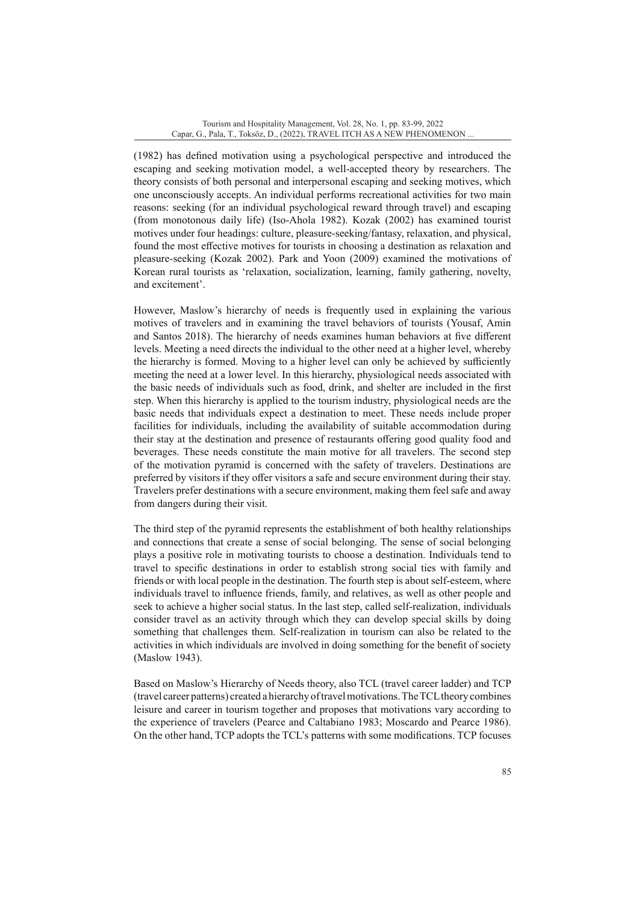(1982) has defined motivation using a psychological perspective and introduced the escaping and seeking motivation model, a well-accepted theory by researchers. The theory consists of both personal and interpersonal escaping and seeking motives, which one unconsciously accepts. An individual performs recreational activities for two main reasons: seeking (for an individual psychological reward through travel) and escaping (from monotonous daily life) (Iso-Ahola 1982). Kozak (2002) has examined tourist motives under four headings: culture, pleasure-seeking/fantasy, relaxation, and physical, found the most effective motives for tourists in choosing a destination as relaxation and pleasure-seeking (Kozak 2002). Park and Yoon (2009) examined the motivations of Korean rural tourists as 'relaxation, socialization, learning, family gathering, novelty, and excitement'.

However, Maslow's hierarchy of needs is frequently used in explaining the various motives of travelers and in examining the travel behaviors of tourists (Yousaf, Amin and Santos 2018). The hierarchy of needs examines human behaviors at five different levels. Meeting a need directs the individual to the other need at a higher level, whereby the hierarchy is formed. Moving to a higher level can only be achieved by sufficiently meeting the need at a lower level. In this hierarchy, physiological needs associated with the basic needs of individuals such as food, drink, and shelter are included in the first step. When this hierarchy is applied to the tourism industry, physiological needs are the basic needs that individuals expect a destination to meet. These needs include proper facilities for individuals, including the availability of suitable accommodation during their stay at the destination and presence of restaurants offering good quality food and beverages. These needs constitute the main motive for all travelers. The second step of the motivation pyramid is concerned with the safety of travelers. Destinations are preferred by visitors if they offer visitors a safe and secure environment during their stay. Travelers prefer destinations with a secure environment, making them feel safe and away from dangers during their visit.

The third step of the pyramid represents the establishment of both healthy relationships and connections that create a sense of social belonging. The sense of social belonging plays a positive role in motivating tourists to choose a destination. Individuals tend to travel to specific destinations in order to establish strong social ties with family and friends or with local people in the destination. The fourth step is about self-esteem, where individuals travel to influence friends, family, and relatives, as well as other people and seek to achieve a higher social status. In the last step, called self-realization, individuals consider travel as an activity through which they can develop special skills by doing something that challenges them. Self-realization in tourism can also be related to the activities in which individuals are involved in doing something for the benefit of society (Maslow 1943).

Based on Maslow's Hierarchy of Needs theory, also TCL (travel career ladder) and TCP (travel career patterns) created a hierarchy of travel motivations. The TCL theory combines leisure and career in tourism together and proposes that motivations vary according to the experience of travelers (Pearce and Caltabiano 1983; Moscardo and Pearce 1986). On the other hand, TCP adopts the TCL's patterns with some modifications. TCP focuses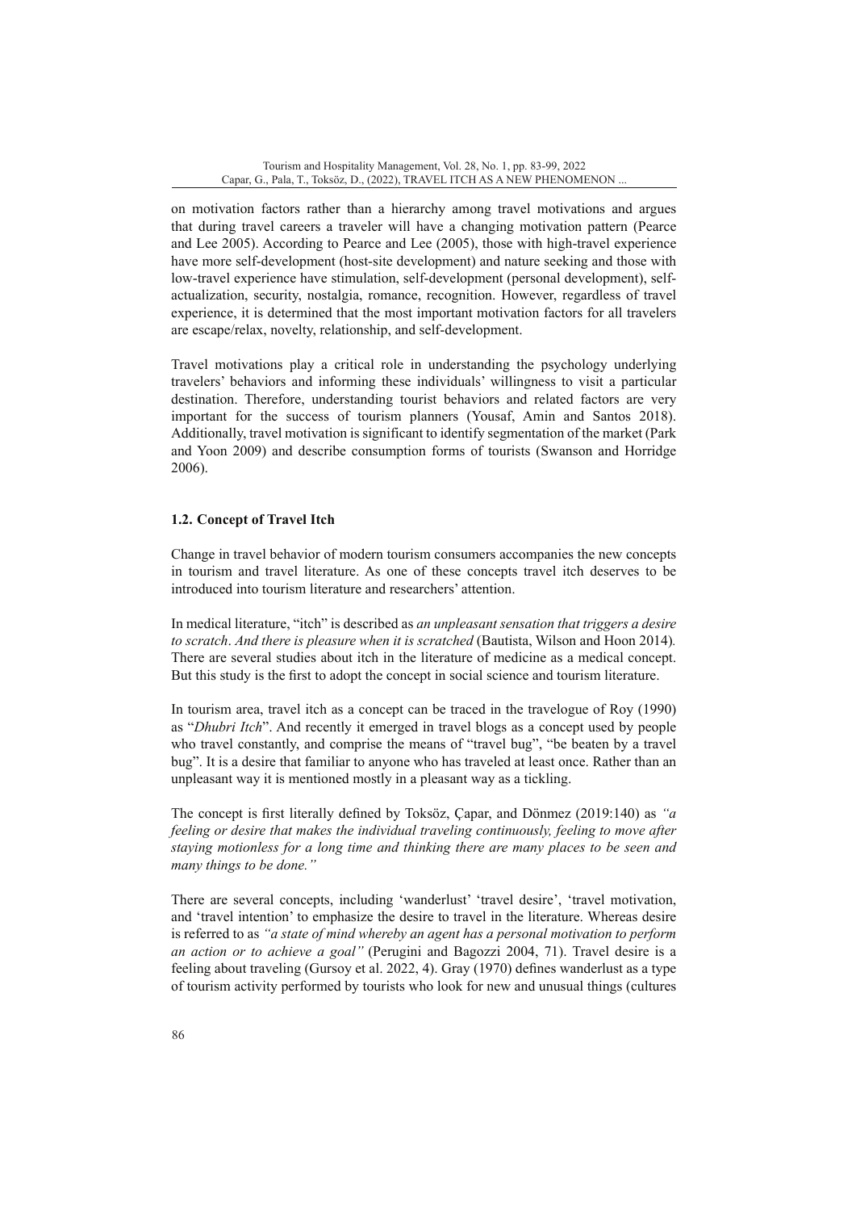on motivation factors rather than a hierarchy among travel motivations and argues that during travel careers a traveler will have a changing motivation pattern (Pearce and Lee 2005). According to Pearce and Lee (2005), those with high-travel experience have more self-development (host-site development) and nature seeking and those with low-travel experience have stimulation, self-development (personal development), self-actualization, security, nostalgia, romance, recognition. However, regardless of travel experience, it is determined that the most important motivation factors for all travelers are escape/relax, novelty, relationship, and self-development.

Travel motivations play a critical role in understanding the psychology underlying travelers' behaviors and informing these individuals' willingness to visit a particular destination. Therefore, understanding tourist behaviors and related factors are very important for the success of tourism planners (Yousaf, Amin and Santos 2018). Additionally, travel motivation is significant to identify segmentation of the market (Park and Yoon 2009) and describe consumption forms of tourists (Swanson and Horridge 2006).

### 1.2. Concept of Travel Itch

Change in travel behavior of modern tourism consumers accompanies the new concepts in tourism and travel literature. As one of these concepts travel itch deserves to be introduced into tourism literature and researchers' attention.

In medical literature, "itch" is described as *an unpleasant sensation that triggers a desire to scratch*. *And there is pleasure when it is scratched* (Bautista, Wilson and Hoon 2014). There are several studies about itch in the literature of medicine as a medical concept. But this study is the first to adopt the concept in social science and tourism literature.

In tourism area, travel itch as a concept can be traced in the travelogue of Roy (1990) as "*Dhubri Itch*". And recently it emerged in travel blogs as a concept used by people who travel constantly, and comprise the means of "travel bug", "be beaten by a travel bug". It is a desire that familiar to anyone who has traveled at least once. Rather than an unpleasant way it is mentioned mostly in a pleasant way as a tickling.

The concept is first literally defined by Toksöz, Çapar, and Dönmez (2019:140) as *"a feeling or desire that makes the individual traveling continuously, feeling to move after staying motionless for a long time and thinking there are many places to be seen and many things to be done."*

There are several concepts, including 'wanderlust' 'travel desire', 'travel motivation, and 'travel intention' to emphasize the desire to travel in the literature. Whereas desire is referred to as *"a state of mind whereby an agent has a personal motivation to perform an action or to achieve a goal"* (Perugini and Bagozzi 2004, 71). Travel desire is a feeling about traveling (Gursoy et al. 2022, 4). Gray (1970) defines wanderlust as a type of tourism activity performed by tourists who look for new and unusual things (cultures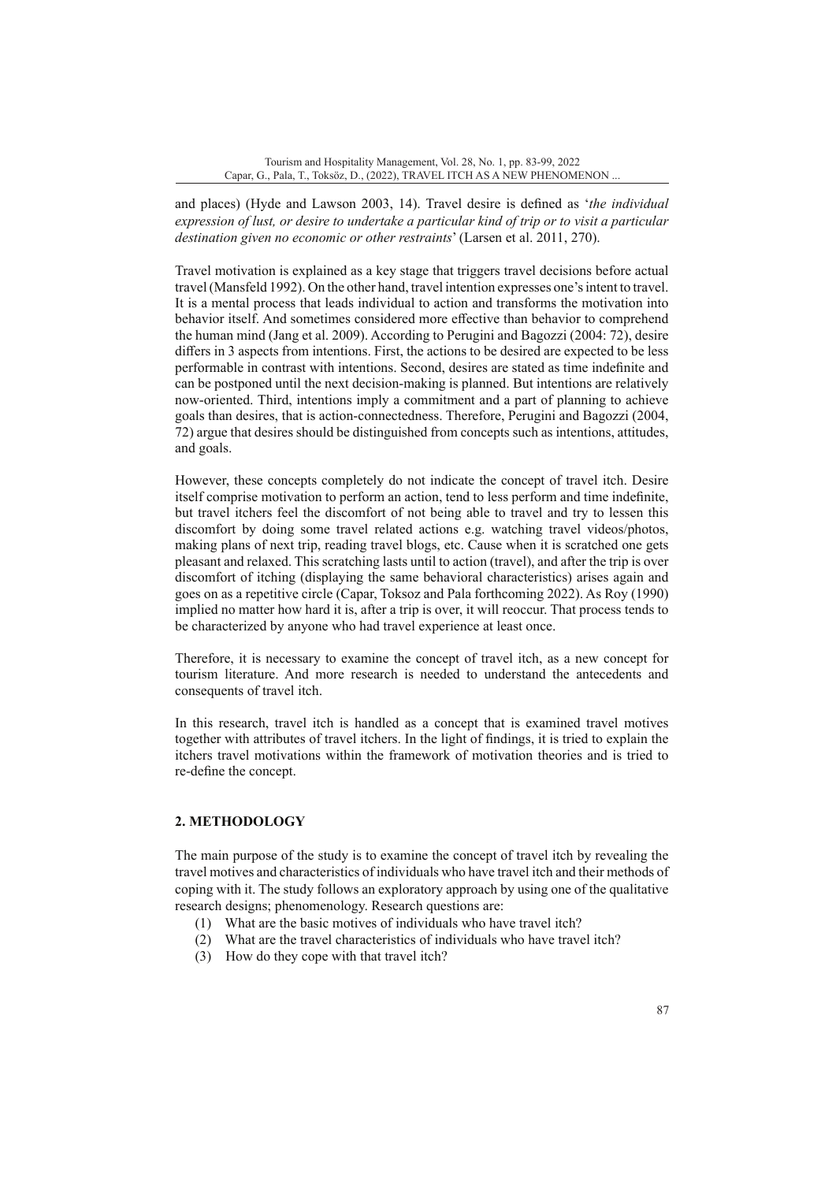and places) (Hyde and Lawson 2003, 14). Travel desire is defined as '*the individual expression of lust, or desire to undertake a particular kind of trip or to visit a particular destination given no economic or other restraints*' (Larsen et al. 2011, 270).

Travel motivation is explained as a key stage that triggers travel decisions before actual travel (Mansfeld 1992). On the other hand, travel intention expresses one's intent to travel. It is a mental process that leads individual to action and transforms the motivation into behavior itself. And sometimes considered more effective than behavior to comprehend the human mind (Jang et al. 2009). According to Perugini and Bagozzi (2004: 72), desire differs in 3 aspects from intentions. First, the actions to be desired are expected to be less performable in contrast with intentions. Second, desires are stated as time indefinite and can be postponed until the next decision-making is planned. But intentions are relatively now-oriented. Third, intentions imply a commitment and a part of planning to achieve goals than desires, that is action-connectedness. Therefore, Perugini and Bagozzi (2004, 72) argue that desires should be distinguished from concepts such as intentions, attitudes, and goals.

However, these concepts completely do not indicate the concept of travel itch. Desire itself comprise motivation to perform an action, tend to less perform and time indefinite, but travel itchers feel the discomfort of not being able to travel and try to lessen this discomfort by doing some travel related actions e.g. watching travel videos/photos, making plans of next trip, reading travel blogs, etc. Cause when it is scratched one gets pleasant and relaxed. This scratching lasts until to action (travel), and after the trip is over discomfort of itching (displaying the same behavioral characteristics) arises again and goes on as a repetitive circle (Capar, Toksoz and Pala forthcoming 2022). As Roy (1990) implied no matter how hard it is, after a trip is over, it will reoccur. That process tends to be characterized by anyone who had travel experience at least once.

Therefore, it is necessary to examine the concept of travel itch, as a new concept for tourism literature. And more research is needed to understand the antecedents and consequents of travel itch.

In this research, travel itch is handled as a concept that is examined travel motives together with attributes of travel itchers. In the light of findings, it is tried to explain the itchers travel motivations within the framework of motivation theories and is tried to re-define the concept.

## 2. METHODOLOGY

The main purpose of the study is to examine the concept of travel itch by revealing the travel motives and characteristics of individuals who have travel itch and their methods of coping with it. The study follows an exploratory approach by using one of the qualitative research designs; phenomenology. Research questions are:

(1) What are the basic motives of individuals who have travel itch?
(2) What are the travel characteristics of individuals who have travel itch?
(3) How do they cope with that travel itch?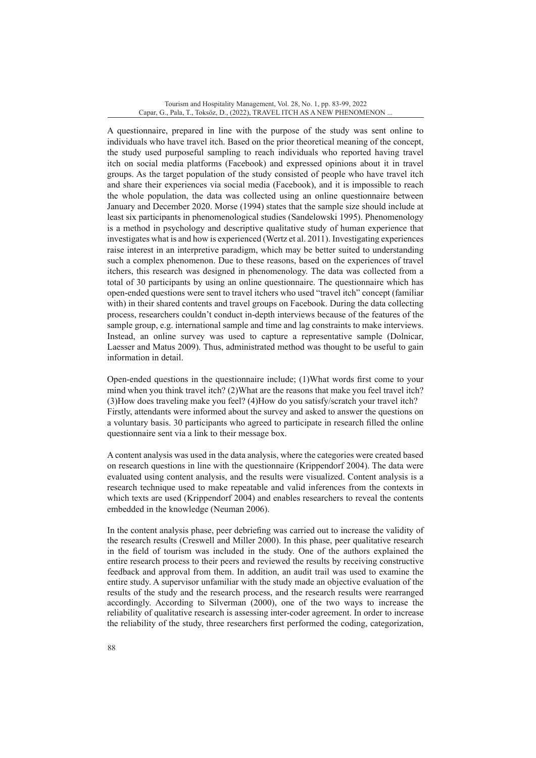A questionnaire, prepared in line with the purpose of the study was sent online to individuals who have travel itch. Based on the prior theoretical meaning of the concept, the study used purposeful sampling to reach individuals who reported having travel itch on social media platforms (Facebook) and expressed opinions about it in travel groups. As the target population of the study consisted of people who have travel itch and share their experiences via social media (Facebook), and it is impossible to reach the whole population, the data was collected using an online questionnaire between January and December 2020. Morse (1994) states that the sample size should include at least six participants in phenomenological studies (Sandelowski 1995). Phenomenology is a method in psychology and descriptive qualitative study of human experience that investigates what is and how is experienced (Wertz et al. 2011). Investigating experiences raise interest in an interpretive paradigm, which may be better suited to understanding such a complex phenomenon. Due to these reasons, based on the experiences of travel itchers, this research was designed in phenomenology. The data was collected from a total of 30 participants by using an online questionnaire. The questionnaire which has open-ended questions were sent to travel itchers who used "travel itch" concept (familiar with) in their shared contents and travel groups on Facebook. During the data collecting process, researchers couldn't conduct in-depth interviews because of the features of the sample group, e.g. international sample and time and lag constraints to make interviews. Instead, an online survey was used to capture a representative sample (Dolnicar, Laesser and Matus 2009). Thus, administrated method was thought to be useful to gain information in detail.

Open-ended questions in the questionnaire include; (1)What words first come to your mind when you think travel itch? (2)What are the reasons that make you feel travel itch? (3)How does traveling make you feel? (4)How do you satisfy/scratch your travel itch? Firstly, attendants were informed about the survey and asked to answer the questions on a voluntary basis. 30 participants who agreed to participate in research filled the online questionnaire sent via a link to their message box.

A content analysis was used in the data analysis, where the categories were created based on research questions in line with the questionnaire (Krippendorf 2004). The data were evaluated using content analysis, and the results were visualized. Content analysis is a research technique used to make repeatable and valid inferences from the contexts in which texts are used (Krippendorf 2004) and enables researchers to reveal the contents embedded in the knowledge (Neuman 2006).

In the content analysis phase, peer debriefing was carried out to increase the validity of the research results (Creswell and Miller 2000). In this phase, peer qualitative research in the field of tourism was included in the study. One of the authors explained the entire research process to their peers and reviewed the results by receiving constructive feedback and approval from them. In addition, an audit trail was used to examine the entire study. A supervisor unfamiliar with the study made an objective evaluation of the results of the study and the research process, and the research results were rearranged accordingly. According to Silverman (2000), one of the two ways to increase the reliability of qualitative research is assessing inter-coder agreement. In order to increase the reliability of the study, three researchers first performed the coding, categorization,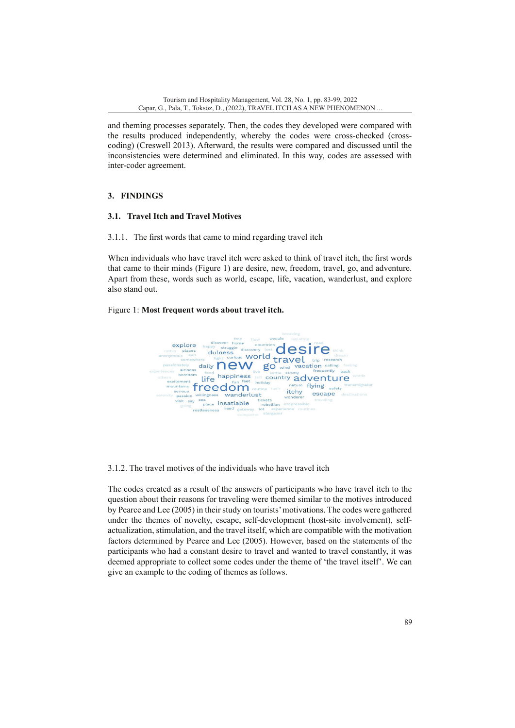and theming processes separately. Then, the codes they developed were compared with the results produced independently, whereby the codes were cross-checked (cross-coding) (Creswell 2013). Afterward, the results were compared and discussed until the inconsistencies were determined and eliminated. In this way, codes are assessed with inter-coder agreement.

## 3. FINDINGS

### 3.1. Travel Itch and Travel Motives

#### 3.1.1. The first words that came to mind regarding travel itch

When individuals who have travel itch were asked to think of travel itch, the first words that came to their minds (Figure 1) are desire, new, freedom, travel, go, and adventure. Apart from these, words such as world, escape, life, vacation, wanderlust, and explore also stand out.

Figure 1: **Most frequent words about travel itch.**

#### 3.1.2. The travel motives of the individuals who have travel itch

The codes created as a result of the answers of participants who have travel itch to the question about their reasons for traveling were themed similar to the motives introduced by Pearce and Lee (2005) in their study on tourists' motivations. The codes were gathered under the themes of novelty, escape, self-development (host-site involvement), self-actualization, stimulation, and the travel itself, which are compatible with the motivation factors determined by Pearce and Lee (2005). However, based on the statements of the participants who had a constant desire to travel and wanted to travel constantly, it was deemed appropriate to collect some codes under the theme of 'the travel itself'. We can give an example to the coding of themes as follows.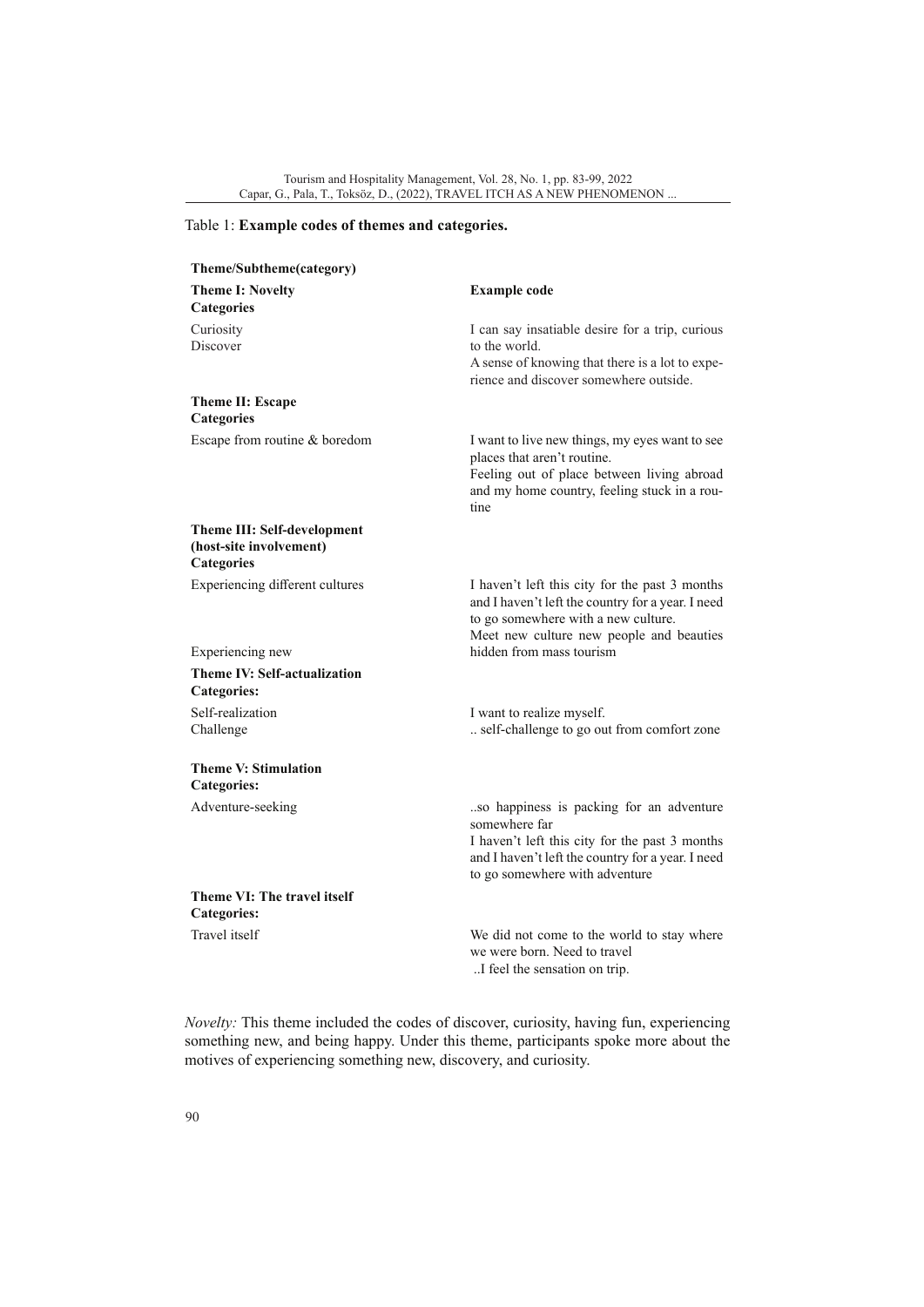Table 1: **Example codes of themes and categories.**

| **Theme/Subtheme(category)** | |
|---|---|
| **Theme I: Novelty** **Categories** | **Example code** |
| Curiosity | I can say insatiable desire for a trip, curious to the world. |
| Discover | A sense of knowing that there is a lot to experience and discover somewhere outside. |
| **Theme II: Escape** **Categories** | |
| Escape from routine & boredom | I want to live new things, my eyes want to see places that aren't routine. Feeling out of place between living abroad and my home country, feeling stuck in a routine |
| **Theme III: Self-development (host-site involvement)** **Categories** | |
| Experiencing different cultures | I haven't left this city for the past 3 months and I haven't left the country for a year. I need to go somewhere with a new culture. |
| Experiencing new | Meet new culture new people and beauties hidden from mass tourism |
| **Theme IV: Self-actualization** **Categories:** | |
| Self-realization | I want to realize myself. |
| Challenge | .. self-challenge to go out from comfort zone |
| **Theme V: Stimulation** **Categories:** | |
| Adventure-seeking | ..so happiness is packing for an adventure somewhere far I haven't left this city for the past 3 months and I haven't left the country for a year. I need to go somewhere with adventure |
| **Theme VI: The travel itself** **Categories:** | |
| Travel itself | We did not come to the world to stay where we were born. Need to travel ..I feel the sensation on trip. |

*Novelty:* This theme included the codes of discover, curiosity, having fun, experiencing something new, and being happy. Under this theme, participants spoke more about the motives of experiencing something new, discovery, and curiosity.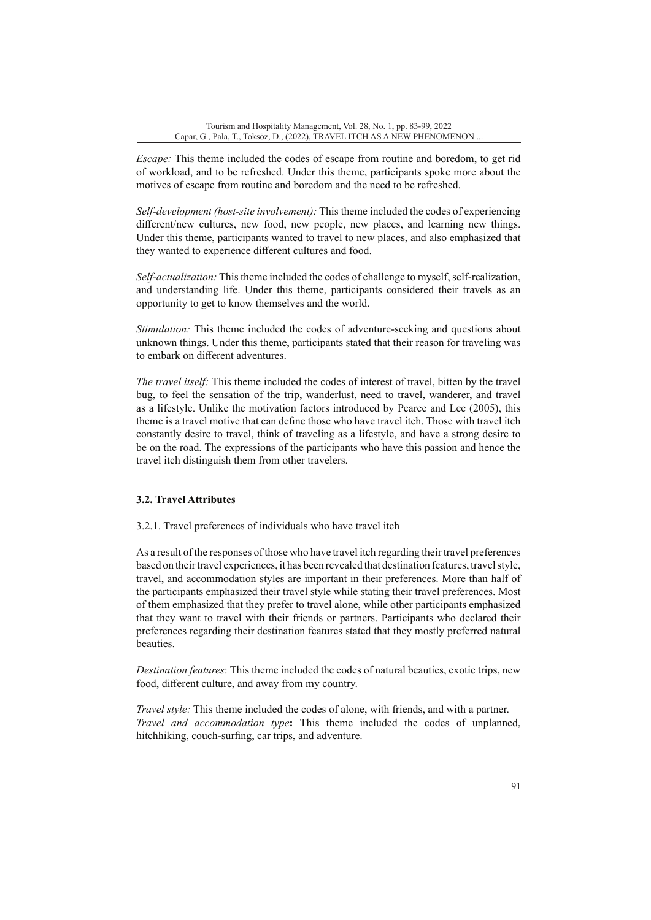*Escape:* This theme included the codes of escape from routine and boredom, to get rid of workload, and to be refreshed. Under this theme, participants spoke more about the motives of escape from routine and boredom and the need to be refreshed.

*Self-development (host-site involvement):* This theme included the codes of experiencing different/new cultures, new food, new people, new places, and learning new things. Under this theme, participants wanted to travel to new places, and also emphasized that they wanted to experience different cultures and food.

*Self-actualization:* This theme included the codes of challenge to myself, self-realization, and understanding life. Under this theme, participants considered their travels as an opportunity to get to know themselves and the world.

*Stimulation:* This theme included the codes of adventure-seeking and questions about unknown things. Under this theme, participants stated that their reason for traveling was to embark on different adventures.

*The travel itself:* This theme included the codes of interest of travel, bitten by the travel bug, to feel the sensation of the trip, wanderlust, need to travel, wanderer, and travel as a lifestyle. Unlike the motivation factors introduced by Pearce and Lee (2005), this theme is a travel motive that can define those who have travel itch. Those with travel itch constantly desire to travel, think of traveling as a lifestyle, and have a strong desire to be on the road. The expressions of the participants who have this passion and hence the travel itch distinguish them from other travelers.

### 3.2. Travel Attributes

#### 3.2.1. Travel preferences of individuals who have travel itch

As a result of the responses of those who have travel itch regarding their travel preferences based on their travel experiences, it has been revealed that destination features, travel style, travel, and accommodation styles are important in their preferences. More than half of the participants emphasized their travel style while stating their travel preferences. Most of them emphasized that they prefer to travel alone, while other participants emphasized that they want to travel with their friends or partners. Participants who declared their preferences regarding their destination features stated that they mostly preferred natural beauties.

*Destination features*: This theme included the codes of natural beauties, exotic trips, new food, different culture, and away from my country.

*Travel style:* This theme included the codes of alone, with friends, and with a partner.
*Travel and accommodation type***:** This theme included the codes of unplanned, hitchhiking, couch-surfing, car trips, and adventure.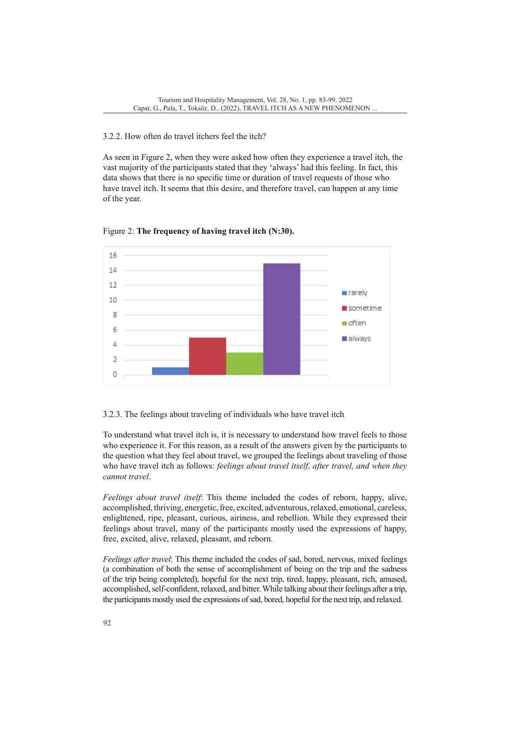### 3.2.2. How often do travel itchers feel the itch?

As seen in Figure 2, when they were asked how often they experience a travel itch, the vast majority of the participants stated that they 'always' had this feeling. In fact, this data shows that there is no specific time or duration of travel requests of those who have travel itch. It seems that this desire, and therefore travel, can happen at any time of the year.

Figure 2: **The frequency of having travel itch (N:30).**

### 3.2.3. The feelings about traveling of individuals who have travel itch

To understand what travel itch is, it is necessary to understand how travel feels to those who experience it. For this reason, as a result of the answers given by the participants to the question what they feel about travel, we grouped the feelings about traveling of those who have travel itch as follows: *feelings about travel itself, after travel, and when they cannot travel*.

*Feelings about travel itself*: This theme included the codes of reborn, happy, alive, accomplished, thriving, energetic, free, excited, adventurous, relaxed, emotional, careless, enlightened, ripe, pleasant, curious, airiness, and rebellion. While they expressed their feelings about travel, many of the participants mostly used the expressions of happy, free, excited, alive, relaxed, pleasant, and reborn.

*Feelings after travel*: This theme included the codes of sad, bored, nervous, mixed feelings (a combination of both the sense of accomplishment of being on the trip and the sadness of the trip being completed), hopeful for the next trip, tired, happy, pleasant, rich, amused, accomplished, self-confident, relaxed, and bitter. While talking about their feelings after a trip, the participants mostly used the expressions of sad, bored, hopeful for the next trip, and relaxed.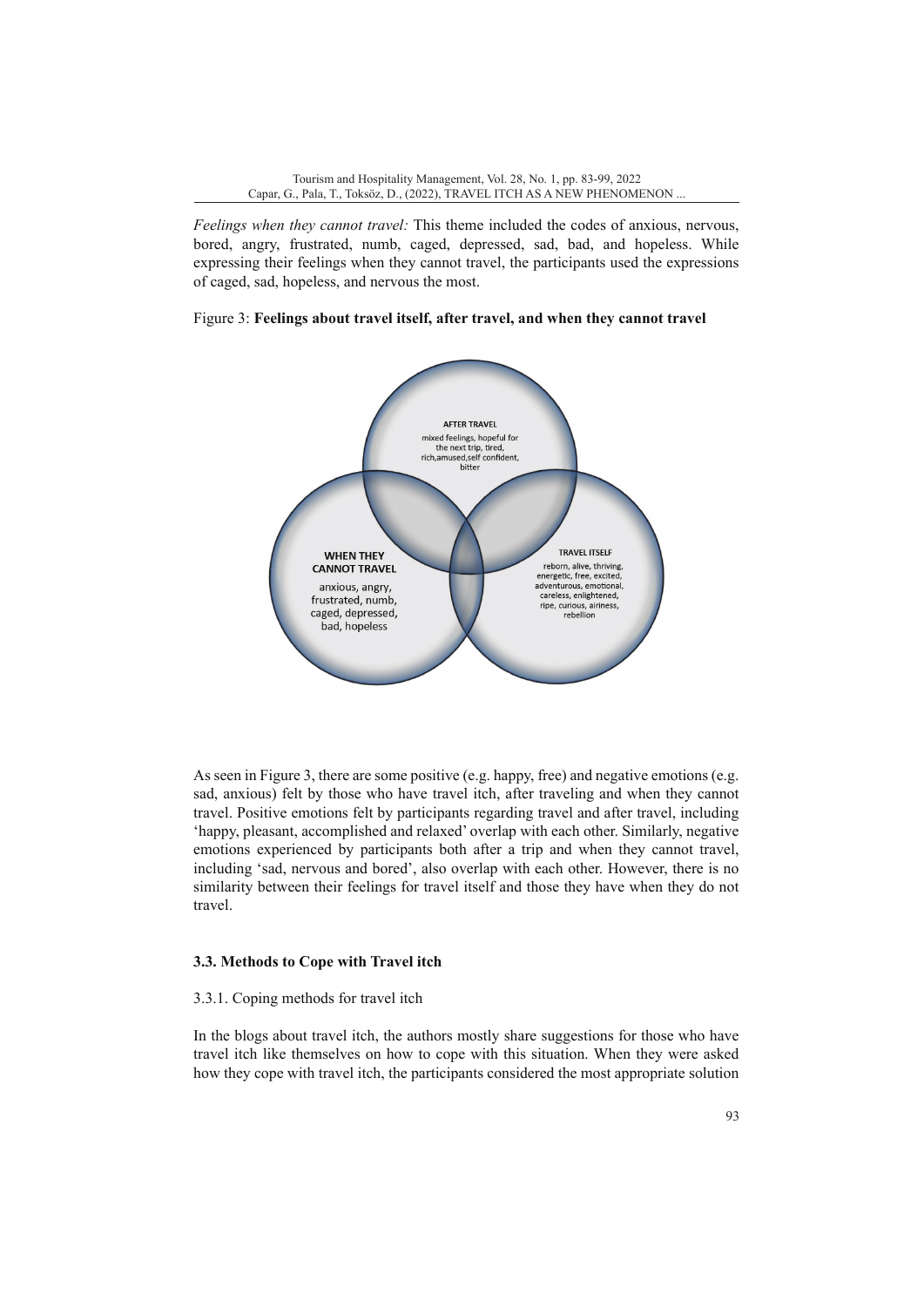*Feelings when they cannot travel:* This theme included the codes of anxious, nervous, bored, angry, frustrated, numb, caged, depressed, sad, bad, and hopeless. While expressing their feelings when they cannot travel, the participants used the expressions of caged, sad, hopeless, and nervous the most.

Figure 3: **Feelings about travel itself, after travel, and when they cannot travel**

**AFTER TRAVEL**
mixed feelings, hopeful for the next trip, tired, rich, amused, self confident, bitter

**WHEN THEY CANNOT TRAVEL**
anxious, angry, frustrated, numb, caged, depressed, bad, hopeless

**TRAVEL ITSELF**
reborn, alive, thriving, energetic, free, excited, adventurous, emotional, careless, enlightened, ripe, curious, airiness, rebellion

As seen in Figure 3, there are some positive (e.g. happy, free) and negative emotions (e.g. sad, anxious) felt by those who have travel itch, after traveling and when they cannot travel. Positive emotions felt by participants regarding travel and after travel, including 'happy, pleasant, accomplished and relaxed' overlap with each other. Similarly, negative emotions experienced by participants both after a trip and when they cannot travel, including 'sad, nervous and bored', also overlap with each other. However, there is no similarity between their feelings for travel itself and those they have when they do not travel.

### 3.3. Methods to Cope with Travel itch

3.3.1. Coping methods for travel itch

In the blogs about travel itch, the authors mostly share suggestions for those who have travel itch like themselves on how to cope with this situation. When they were asked how they cope with travel itch, the participants considered the most appropriate solution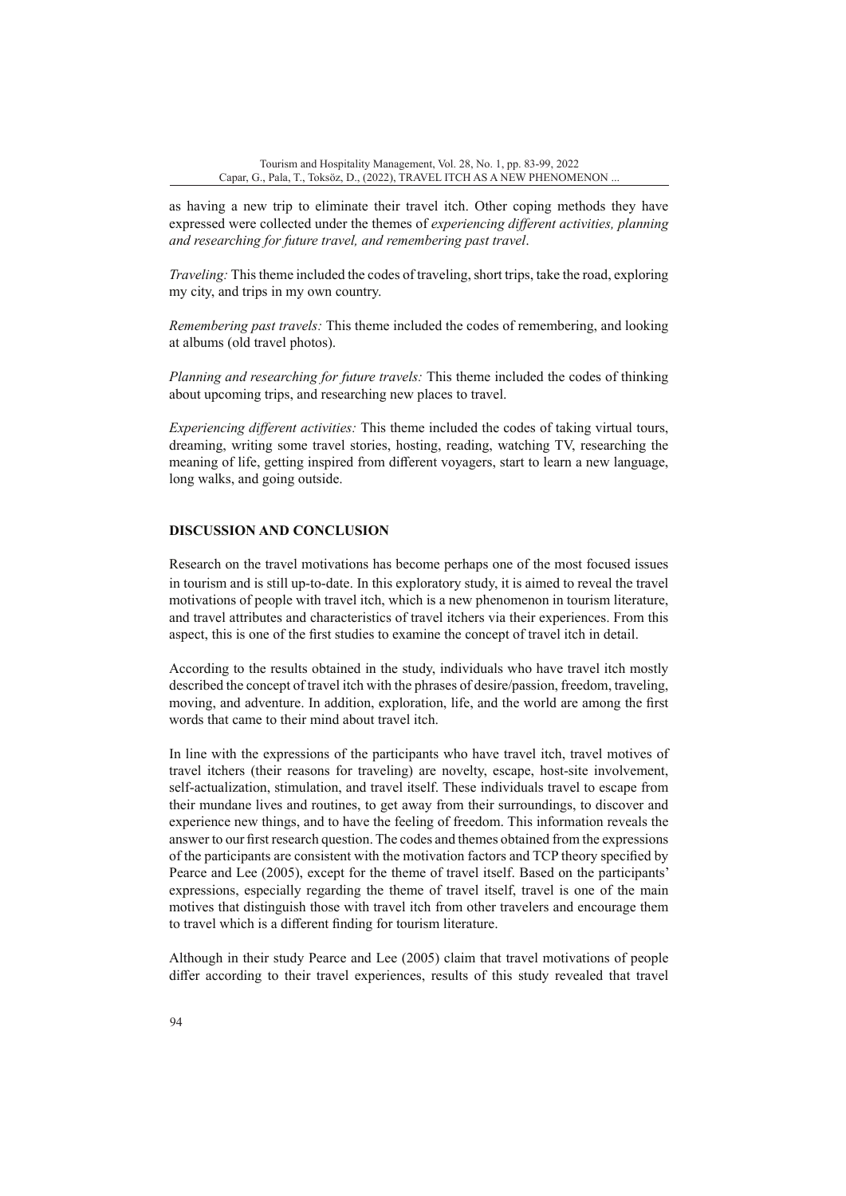as having a new trip to eliminate their travel itch. Other coping methods they have expressed were collected under the themes of *experiencing different activities, planning and researching for future travel, and remembering past travel*.

*Traveling:* This theme included the codes of traveling, short trips, take the road, exploring my city, and trips in my own country.

*Remembering past travels:* This theme included the codes of remembering, and looking at albums (old travel photos).

*Planning and researching for future travels:* This theme included the codes of thinking about upcoming trips, and researching new places to travel.

*Experiencing different activities:* This theme included the codes of taking virtual tours, dreaming, writing some travel stories, hosting, reading, watching TV, researching the meaning of life, getting inspired from different voyagers, start to learn a new language, long walks, and going outside.

## DISCUSSION AND CONCLUSION

Research on the travel motivations has become perhaps one of the most focused issues in tourism and is still up-to-date. In this exploratory study, it is aimed to reveal the travel motivations of people with travel itch, which is a new phenomenon in tourism literature, and travel attributes and characteristics of travel itchers via their experiences. From this aspect, this is one of the first studies to examine the concept of travel itch in detail.

According to the results obtained in the study, individuals who have travel itch mostly described the concept of travel itch with the phrases of desire/passion, freedom, traveling, moving, and adventure. In addition, exploration, life, and the world are among the first words that came to their mind about travel itch.

In line with the expressions of the participants who have travel itch, travel motives of travel itchers (their reasons for traveling) are novelty, escape, host-site involvement, self-actualization, stimulation, and travel itself. These individuals travel to escape from their mundane lives and routines, to get away from their surroundings, to discover and experience new things, and to have the feeling of freedom. This information reveals the answer to our first research question. The codes and themes obtained from the expressions of the participants are consistent with the motivation factors and TCP theory specified by Pearce and Lee (2005), except for the theme of travel itself. Based on the participants' expressions, especially regarding the theme of travel itself, travel is one of the main motives that distinguish those with travel itch from other travelers and encourage them to travel which is a different finding for tourism literature.

Although in their study Pearce and Lee (2005) claim that travel motivations of people differ according to their travel experiences, results of this study revealed that travel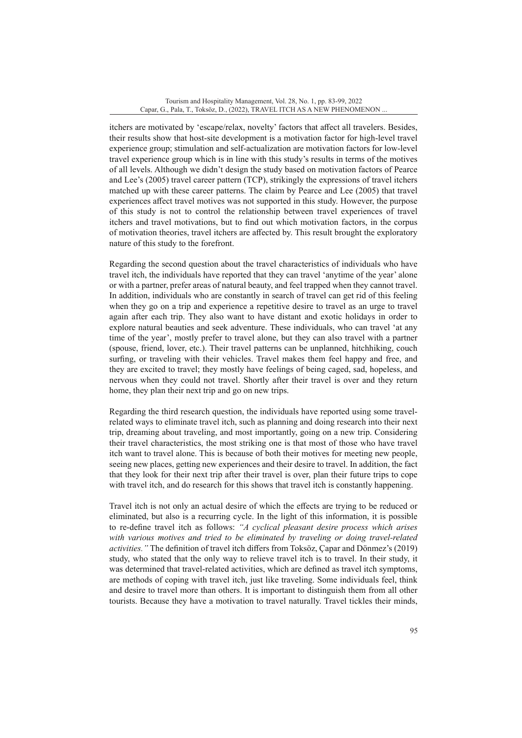itchers are motivated by 'escape/relax, novelty' factors that affect all travelers. Besides, their results show that host-site development is a motivation factor for high-level travel experience group; stimulation and self-actualization are motivation factors for low-level travel experience group which is in line with this study's results in terms of the motives of all levels. Although we didn't design the study based on motivation factors of Pearce and Lee's (2005) travel career pattern (TCP), strikingly the expressions of travel itchers matched up with these career patterns. The claim by Pearce and Lee (2005) that travel experiences affect travel motives was not supported in this study. However, the purpose of this study is not to control the relationship between travel experiences of travel itchers and travel motivations, but to find out which motivation factors, in the corpus of motivation theories, travel itchers are affected by. This result brought the exploratory nature of this study to the forefront.

Regarding the second question about the travel characteristics of individuals who have travel itch, the individuals have reported that they can travel 'anytime of the year' alone or with a partner, prefer areas of natural beauty, and feel trapped when they cannot travel. In addition, individuals who are constantly in search of travel can get rid of this feeling when they go on a trip and experience a repetitive desire to travel as an urge to travel again after each trip. They also want to have distant and exotic holidays in order to explore natural beauties and seek adventure. These individuals, who can travel 'at any time of the year', mostly prefer to travel alone, but they can also travel with a partner (spouse, friend, lover, etc.). Their travel patterns can be unplanned, hitchhiking, couch surfing, or traveling with their vehicles. Travel makes them feel happy and free, and they are excited to travel; they mostly have feelings of being caged, sad, hopeless, and nervous when they could not travel. Shortly after their travel is over and they return home, they plan their next trip and go on new trips.

Regarding the third research question, the individuals have reported using some travel-related ways to eliminate travel itch, such as planning and doing research into their next trip, dreaming about traveling, and most importantly, going on a new trip. Considering their travel characteristics, the most striking one is that most of those who have travel itch want to travel alone. This is because of both their motives for meeting new people, seeing new places, getting new experiences and their desire to travel. In addition, the fact that they look for their next trip after their travel is over, plan their future trips to cope with travel itch, and do research for this shows that travel itch is constantly happening.

Travel itch is not only an actual desire of which the effects are trying to be reduced or eliminated, but also is a recurring cycle. In the light of this information, it is possible to re-define travel itch as follows: *"A cyclical pleasant desire process which arises with various motives and tried to be eliminated by traveling or doing travel-related activities."* The definition of travel itch differs from Toksöz, Çapar and Dönmez's (2019) study, who stated that the only way to relieve travel itch is to travel. In their study, it was determined that travel-related activities, which are defined as travel itch symptoms, are methods of coping with travel itch, just like traveling. Some individuals feel, think and desire to travel more than others. It is important to distinguish them from all other tourists. Because they have a motivation to travel naturally. Travel tickles their minds,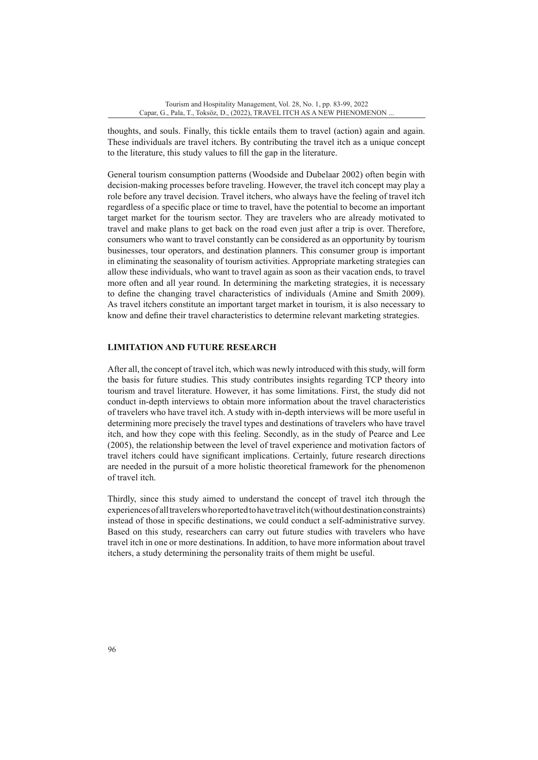thoughts, and souls. Finally, this tickle entails them to travel (action) again and again. These individuals are travel itchers. By contributing the travel itch as a unique concept to the literature, this study values to fill the gap in the literature.

General tourism consumption patterns (Woodside and Dubelaar 2002) often begin with decision-making processes before traveling. However, the travel itch concept may play a role before any travel decision. Travel itchers, who always have the feeling of travel itch regardless of a specific place or time to travel, have the potential to become an important target market for the tourism sector. They are travelers who are already motivated to travel and make plans to get back on the road even just after a trip is over. Therefore, consumers who want to travel constantly can be considered as an opportunity by tourism businesses, tour operators, and destination planners. This consumer group is important in eliminating the seasonality of tourism activities. Appropriate marketing strategies can allow these individuals, who want to travel again as soon as their vacation ends, to travel more often and all year round. In determining the marketing strategies, it is necessary to define the changing travel characteristics of individuals (Amine and Smith 2009). As travel itchers constitute an important target market in tourism, it is also necessary to know and define their travel characteristics to determine relevant marketing strategies.

## LIMITATION AND FUTURE RESEARCH

After all, the concept of travel itch, which was newly introduced with this study, will form the basis for future studies. This study contributes insights regarding TCP theory into tourism and travel literature. However, it has some limitations. First, the study did not conduct in-depth interviews to obtain more information about the travel characteristics of travelers who have travel itch. A study with in-depth interviews will be more useful in determining more precisely the travel types and destinations of travelers who have travel itch, and how they cope with this feeling. Secondly, as in the study of Pearce and Lee (2005), the relationship between the level of travel experience and motivation factors of travel itchers could have significant implications. Certainly, future research directions are needed in the pursuit of a more holistic theoretical framework for the phenomenon of travel itch.

Thirdly, since this study aimed to understand the concept of travel itch through the experiences of all travelers who reported to have travel itch (without destination constraints) instead of those in specific destinations, we could conduct a self-administrative survey. Based on this study, researchers can carry out future studies with travelers who have travel itch in one or more destinations. In addition, to have more information about travel itchers, a study determining the personality traits of them might be useful.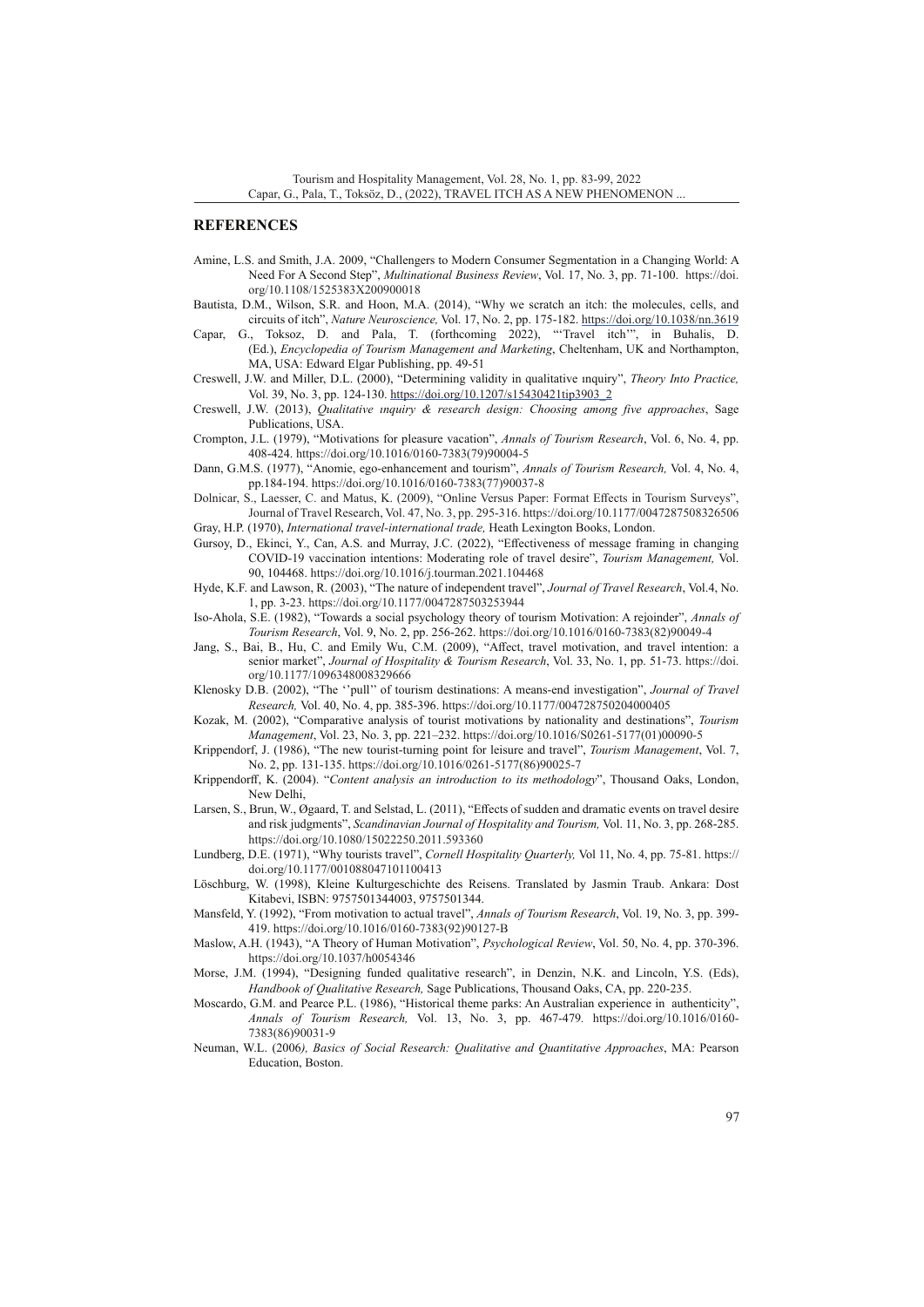## REFERENCES

Amine, L.S. and Smith, J.A. 2009, "Challengers to Modern Consumer Segmentation in a Changing World: A Need For A Second Step", *Multinational Business Review*, Vol. 17, No. 3, pp. 71-100. https://doi.org/10.1108/1525383X200900018

Bautista, D.M., Wilson, S.R. and Hoon, M.A. (2014), "Why we scratch an itch: the molecules, cells, and circuits of itch", *Nature Neuroscience,* Vol. 17, No. 2, pp. 175-182. https://doi.org/10.1038/nn.3619

Capar, G., Toksoz, D. and Pala, T. (forthcoming 2022), "'Travel itch'", in Buhalis, D. (Ed.), *Encyclopedia of Tourism Management and Marketing*, Cheltenham, UK and Northampton, MA, USA: Edward Elgar Publishing, pp. 49-51

Creswell, J.W. and Miller, D.L. (2000), "Determining validity in qualitative ınquiry", *Theory Into Practice,* Vol. 39, No. 3, pp. 124-130. https://doi.org/10.1207/s15430421tip3903_2

Creswell, J.W. (2013), *Qualitative ınquiry & research design: Choosing among five approaches*, Sage Publications, USA.

Crompton, J.L. (1979), "Motivations for pleasure vacation", *Annals of Tourism Research*, Vol. 6, No. 4, pp. 408-424. https://doi.org/10.1016/0160-7383(79)90004-5

Dann, G.M.S. (1977), "Anomie, ego-enhancement and tourism", *Annals of Tourism Research,* Vol. 4, No. 4, pp.184-194. https://doi.org/10.1016/0160-7383(77)90037-8

Dolnicar, S., Laesser, C. and Matus, K. (2009), "Online Versus Paper: Format Effects in Tourism Surveys", Journal of Travel Research, Vol. 47, No. 3, pp. 295-316. https://doi.org/10.1177/0047287508326506

Gray, H.P. (1970), *International travel-international trade,* Heath Lexington Books, London.

Gursoy, D., Ekinci, Y., Can, A.S. and Murray, J.C. (2022), "Effectiveness of message framing in changing COVID-19 vaccination intentions: Moderating role of travel desire", *Tourism Management,* Vol. 90, 104468. https://doi.org/10.1016/j.tourman.2021.104468

Hyde, K.F. and Lawson, R. (2003), "The nature of independent travel", *Journal of Travel Research*, Vol.4, No. 1, pp. 3-23. https://doi.org/10.1177/0047287503253944

Iso-Ahola, S.E. (1982), "Towards a social psychology theory of tourism Motivation: A rejoinder", *Annals of Tourism Research*, Vol. 9, No. 2, pp. 256-262. https://doi.org/10.1016/0160-7383(82)90049-4

Jang, S., Bai, B., Hu, C. and Emily Wu, C.M. (2009), "Affect, travel motivation, and travel intention: a senior market", *Journal of Hospitality & Tourism Research*, Vol. 33, No. 1, pp. 51-73. https://doi.org/10.1177/1096348008329666

Klenosky D.B. (2002), "The ''pull'' of tourism destinations: A means-end investigation", *Journal of Travel Research,* Vol. 40, No. 4, pp. 385-396. https://doi.org/10.1177/004728750204000405

Kozak, M. (2002), "Comparative analysis of tourist motivations by nationality and destinations", *Tourism Management*, Vol. 23, No. 3, pp. 221–232. https://doi.org/10.1016/S0261-5177(01)00090-5

Krippendorf, J. (1986), "The new tourist-turning point for leisure and travel", *Tourism Management*, Vol. 7, No. 2, pp. 131-135. https://doi.org/10.1016/0261-5177(86)90025-7

Krippendorff, K. (2004). "*Content analysis an introduction to its methodology*", Thousand Oaks, London, New Delhi,

Larsen, S., Brun, W., Øgaard, T. and Selstad, L. (2011), "Effects of sudden and dramatic events on travel desire and risk judgments", *Scandinavian Journal of Hospitality and Tourism,* Vol. 11, No. 3, pp. 268-285. https://doi.org/10.1080/15022250.2011.593360

Lundberg, D.E. (1971), "Why tourists travel", *Cornell Hospitality Quarterly,* Vol 11, No. 4, pp. 75-81. https://doi.org/10.1177/001088047101100413

Löschburg, W. (1998), Kleine Kulturgeschichte des Reisens. Translated by Jasmin Traub. Ankara: Dost Kitabevi, ISBN: 9757501344003, 9757501344.

Mansfeld, Y. (1992), "From motivation to actual travel", *Annals of Tourism Research*, Vol. 19, No. 3, pp. 399-419. https://doi.org/10.1016/0160-7383(92)90127-B

Maslow, A.H. (1943), "A Theory of Human Motivation", *Psychological Review*, Vol. 50, No. 4, pp. 370-396. https://doi.org/10.1037/h0054346

Morse, J.M. (1994), "Designing funded qualitative research", in Denzin, N.K. and Lincoln, Y.S. (Eds), *Handbook of Qualitative Research,* Sage Publications, Thousand Oaks, CA, pp. 220-235.

Moscardo, G.M. and Pearce P.L. (1986), "Historical theme parks: An Australian experience in authenticity", *Annals of Tourism Research,* Vol. 13, No. 3, pp. 467-479*.* https://doi.org/10.1016/0160-7383(86)90031-9

Neuman, W.L. (2006*), Basics of Social Research: Qualitative and Quantitative Approaches*, MA: Pearson Education, Boston.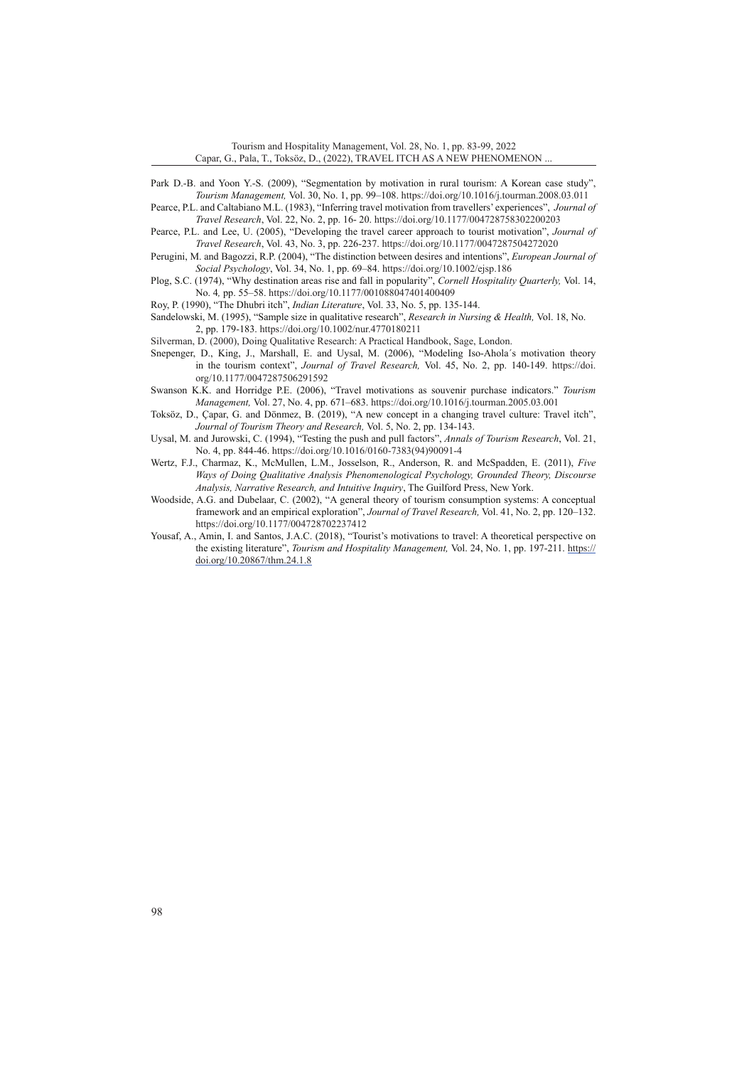Park D.-B. and Yoon Y.-S. (2009), "Segmentation by motivation in rural tourism: A Korean case study", *Tourism Management,* Vol. 30, No. 1, pp. 99–108. https://doi.org/10.1016/j.tourman.2008.03.011

Pearce, P.L. and Caltabiano M.L. (1983), "Inferring travel motivation from travellers' experiences", *Journal of Travel Research*, Vol. 22, No. 2, pp. 16- 20. https://doi.org/10.1177/004728758302200203

Pearce, P.L. and Lee, U. (2005), "Developing the travel career approach to tourist motivation", *Journal of Travel Research*, Vol. 43, No. 3, pp. 226-237. https://doi.org/10.1177/0047287504272020

Perugini, M. and Bagozzi, R.P. (2004), "The distinction between desires and intentions", *European Journal of Social Psychology*, Vol. 34, No. 1, pp. 69–84. https://doi.org/10.1002/ejsp.186

Plog, S.C. (1974), "Why destination areas rise and fall in popularity", *Cornell Hospitality Quarterly,* Vol. 14, No. 4*,* pp. 55–58. https://doi.org/10.1177/001088047401400409

Roy, P. (1990), "The Dhubri itch", *Indian Literature*, Vol. 33, No. 5, pp. 135-144.

Sandelowski, M. (1995), "Sample size in qualitative research", *Research in Nursing & Health,* Vol. 18, No. 2, pp. 179-183. https://doi.org/10.1002/nur.4770180211

Silverman, D. (2000), Doing Qualitative Research: A Practical Handbook, Sage, London.

Snepenger, D., King, J., Marshall, E. and Uysal, M. (2006), "Modeling Iso-Ahola´s motivation theory in the tourism context", *Journal of Travel Research,* Vol. 45, No. 2, pp. 140-149. https://doi.org/10.1177/0047287506291592

Swanson K.K. and Horridge P.E. (2006), "Travel motivations as souvenir purchase indicators." *Tourism Management,* Vol. 27, No. 4, pp. 671–683. https://doi.org/10.1016/j.tourman.2005.03.001

Toksöz, D., Çapar, G. and Dönmez, B. (2019), "A new concept in a changing travel culture: Travel itch", *Journal of Tourism Theory and Research,* Vol. 5, No. 2, pp. 134-143.

Uysal, M. and Jurowski, C. (1994), "Testing the push and pull factors", *Annals of Tourism Research*, Vol. 21, No. 4, pp. 844-46. https://doi.org/10.1016/0160-7383(94)90091-4

Wertz, F.J., Charmaz, K., McMullen, L.M., Josselson, R., Anderson, R. and McSpadden, E. (2011), *Five Ways of Doing Qualitative Analysis Phenomenological Psychology, Grounded Theory, Discourse Analysis, Narrative Research, and Intuitive Inquiry*, The Guilford Press, New York.

Woodside, A.G. and Dubelaar, C. (2002), "A general theory of tourism consumption systems: A conceptual framework and an empirical exploration", *Journal of Travel Research,* Vol. 41, No. 2, pp. 120–132. https://doi.org/10.1177/004728702237412

Yousaf, A., Amin, I. and Santos, J.A.C. (2018), "Tourist's motivations to travel: A theoretical perspective on the existing literature", *Tourism and Hospitality Management,* Vol. 24, No. 1, pp. 197-211. https://doi.org/10.20867/thm.24.1.8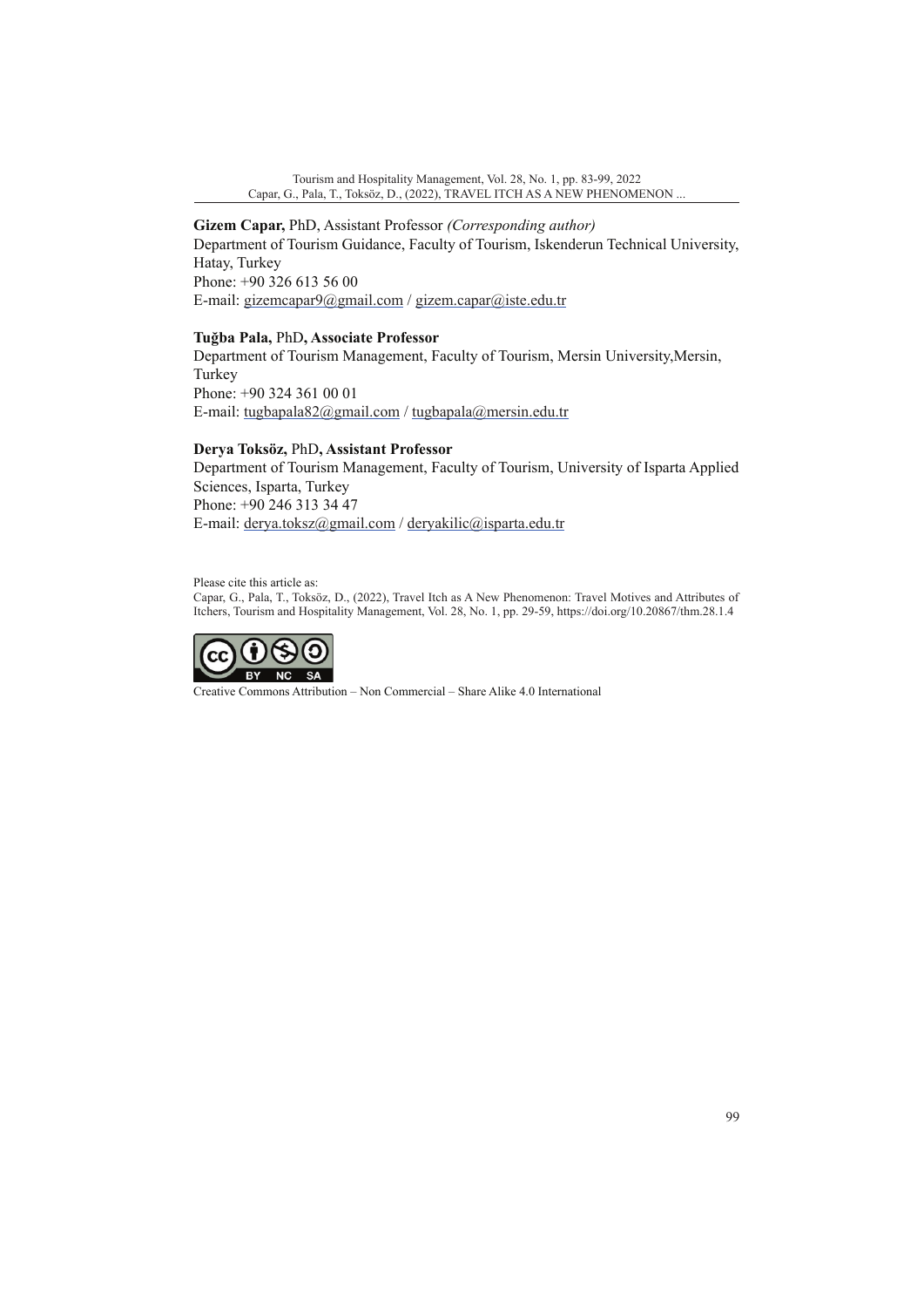**Gizem Capar,** PhD, Assistant Professor *(Corresponding author)*
Department of Tourism Guidance, Faculty of Tourism, Iskenderun Technical University, Hatay, Turkey
Phone: +90 326 613 56 00
E-mail: gizemcapar9@gmail.com / gizem.capar@iste.edu.tr

**Tuğba Pala,** PhD**, Associate Professor**
Department of Tourism Management, Faculty of Tourism, Mersin University,Mersin, Turkey
Phone: +90 324 361 00 01
E-mail: tugbapala82@gmail.com / tugbapala@mersin.edu.tr

**Derya Toksöz,** PhD**, Assistant Professor**
Department of Tourism Management, Faculty of Tourism, University of Isparta Applied Sciences, Isparta, Turkey
Phone: +90 246 313 34 47
E-mail: derya.toksz@gmail.com / deryakilic@isparta.edu.tr

Please cite this article as:
Capar, G., Pala, T., Toksöz, D., (2022), Travel Itch as A New Phenomenon: Travel Motives and Attributes of Itchers, Tourism and Hospitality Management, Vol. 28, No. 1, pp. 29-59, https://doi.org/10.20867/thm.28.1.4

Creative Commons Attribution – Non Commercial – Share Alike 4.0 International